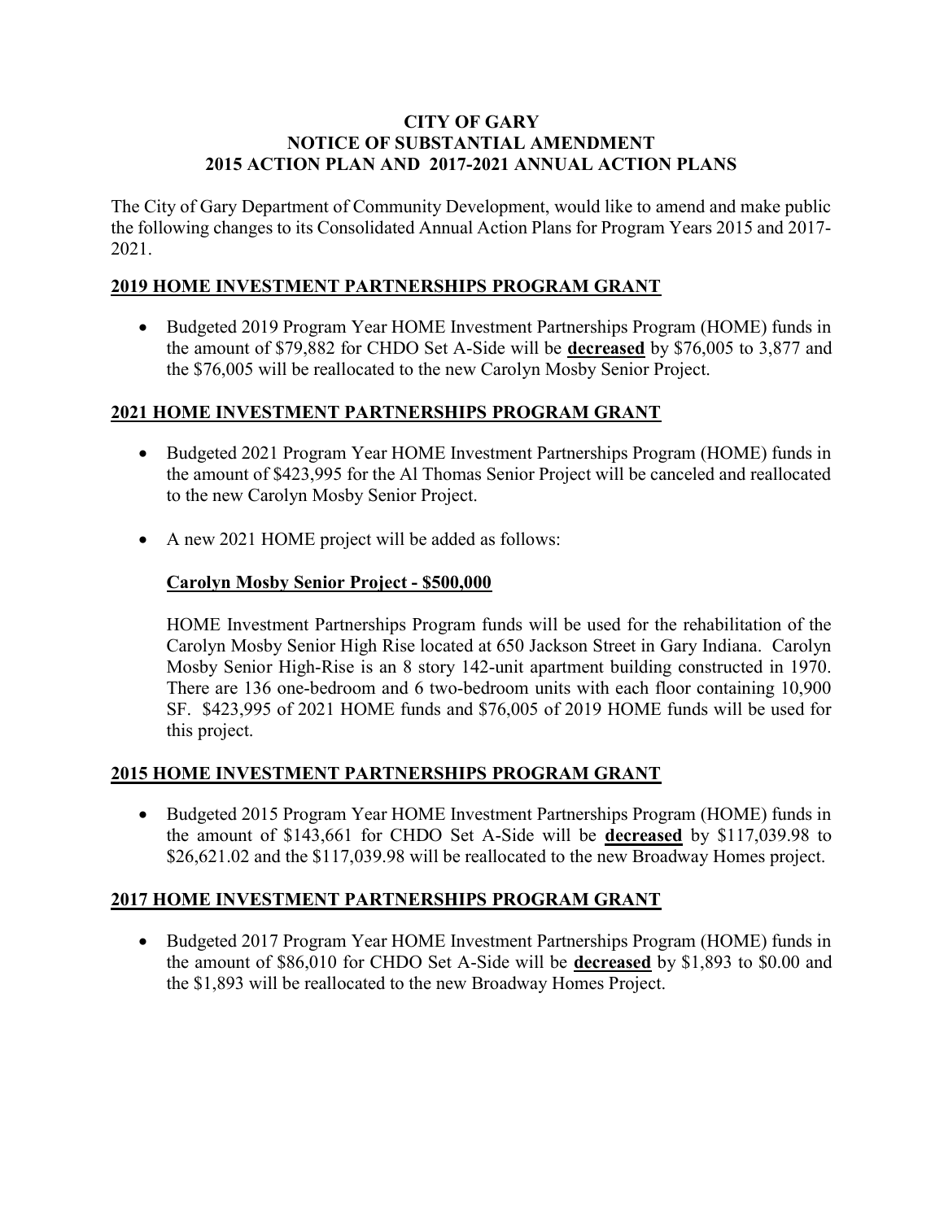# CITY OF GARY
# NOTICE OF SUBSTANTIAL AMENDMENT
# 2015 ACTION PLAN AND 2017-2021 ANNUAL ACTION PLANS

The City of Gary Department of Community Development, would like to amend and make public the following changes to its Consolidated Annual Action Plans for Program Years 2015 and 2017-2021.

## 2019 HOME INVESTMENT PARTNERSHIPS PROGRAM GRANT

- Budgeted 2019 Program Year HOME Investment Partnerships Program (HOME) funds in the amount of $79,882 for CHDO Set A-Side will be **decreased** by $76,005 to 3,877 and the $76,005 will be reallocated to the new Carolyn Mosby Senior Project.

## 2021 HOME INVESTMENT PARTNERSHIPS PROGRAM GRANT

- Budgeted 2021 Program Year HOME Investment Partnerships Program (HOME) funds in the amount of $423,995 for the Al Thomas Senior Project will be canceled and reallocated to the new Carolyn Mosby Senior Project.
- A new 2021 HOME project will be added as follows:

### Carolyn Mosby Senior Project - $500,000

HOME Investment Partnerships Program funds will be used for the rehabilitation of the Carolyn Mosby Senior High Rise located at 650 Jackson Street in Gary Indiana. Carolyn Mosby Senior High-Rise is an 8 story 142-unit apartment building constructed in 1970. There are 136 one-bedroom and 6 two-bedroom units with each floor containing 10,900 SF. $423,995 of 2021 HOME funds and $76,005 of 2019 HOME funds will be used for this project.

## 2015 HOME INVESTMENT PARTNERSHIPS PROGRAM GRANT

- Budgeted 2015 Program Year HOME Investment Partnerships Program (HOME) funds in the amount of $143,661 for CHDO Set A-Side will be **decreased** by $117,039.98 to $26,621.02 and the $117,039.98 will be reallocated to the new Broadway Homes project.

## 2017 HOME INVESTMENT PARTNERSHIPS PROGRAM GRANT

- Budgeted 2017 Program Year HOME Investment Partnerships Program (HOME) funds in the amount of $86,010 for CHDO Set A-Side will be **decreased** by $1,893 to $0.00 and the $1,893 will be reallocated to the new Broadway Homes Project.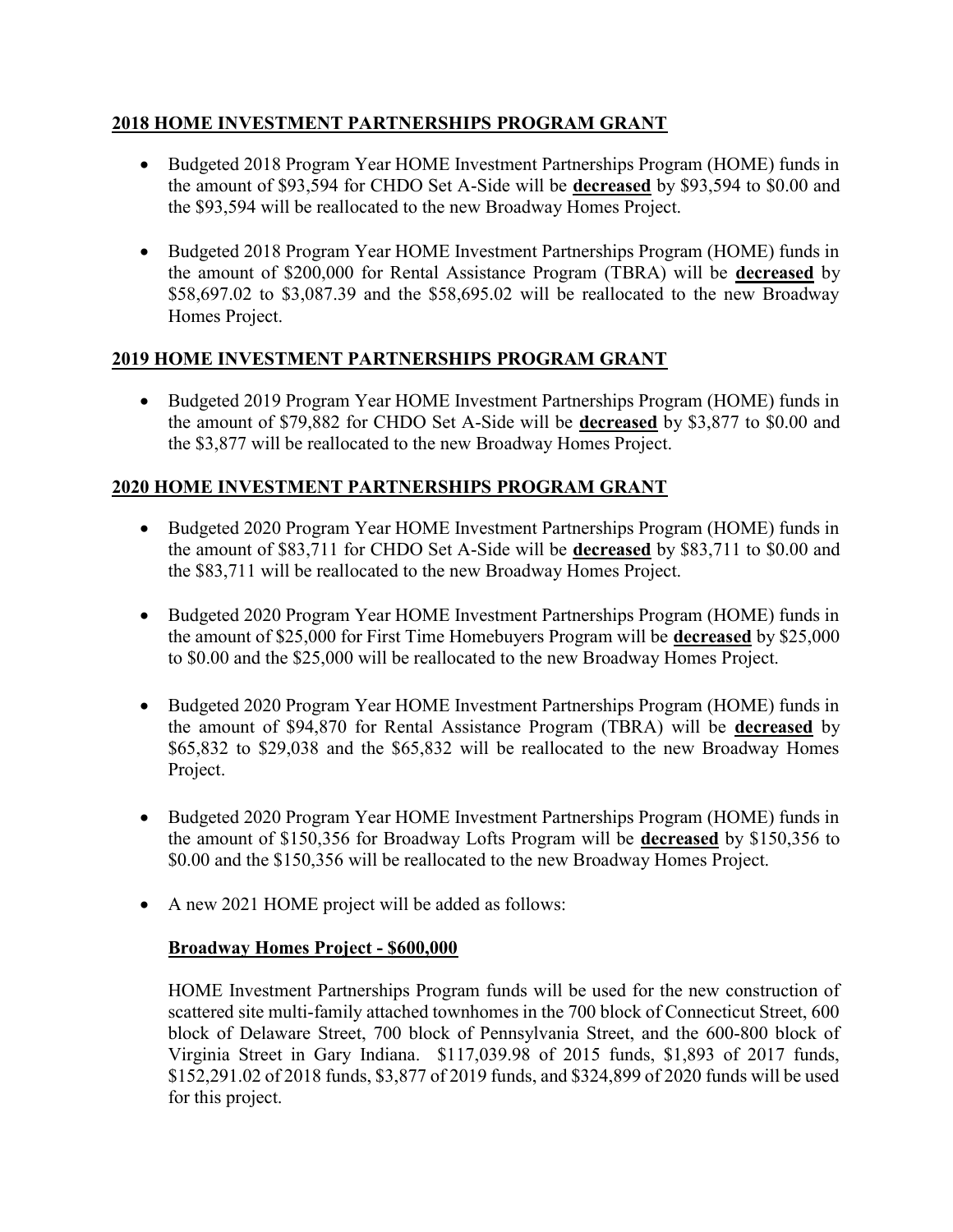## 2018 HOME INVESTMENT PARTNERSHIPS PROGRAM GRANT

- Budgeted 2018 Program Year HOME Investment Partnerships Program (HOME) funds in the amount of $93,594 for CHDO Set A-Side will be **decreased** by $93,594 to $0.00 and the $93,594 will be reallocated to the new Broadway Homes Project.
- Budgeted 2018 Program Year HOME Investment Partnerships Program (HOME) funds in the amount of $200,000 for Rental Assistance Program (TBRA) will be **decreased** by $58,697.02 to $3,087.39 and the $58,695.02 will be reallocated to the new Broadway Homes Project.

## 2019 HOME INVESTMENT PARTNERSHIPS PROGRAM GRANT

- Budgeted 2019 Program Year HOME Investment Partnerships Program (HOME) funds in the amount of $79,882 for CHDO Set A-Side will be **decreased** by $3,877 to $0.00 and the $3,877 will be reallocated to the new Broadway Homes Project.

## 2020 HOME INVESTMENT PARTNERSHIPS PROGRAM GRANT

- Budgeted 2020 Program Year HOME Investment Partnerships Program (HOME) funds in the amount of $83,711 for CHDO Set A-Side will be **decreased** by $83,711 to $0.00 and the $83,711 will be reallocated to the new Broadway Homes Project.
- Budgeted 2020 Program Year HOME Investment Partnerships Program (HOME) funds in the amount of $25,000 for First Time Homebuyers Program will be **decreased** by $25,000 to $0.00 and the $25,000 will be reallocated to the new Broadway Homes Project.
- Budgeted 2020 Program Year HOME Investment Partnerships Program (HOME) funds in the amount of $94,870 for Rental Assistance Program (TBRA) will be **decreased** by $65,832 to $29,038 and the $65,832 will be reallocated to the new Broadway Homes Project.
- Budgeted 2020 Program Year HOME Investment Partnerships Program (HOME) funds in the amount of $150,356 for Broadway Lofts Program will be **decreased** by $150,356 to $0.00 and the $150,356 will be reallocated to the new Broadway Homes Project.
- A new 2021 HOME project will be added as follows:

  **Broadway Homes Project - $600,000**

  HOME Investment Partnerships Program funds will be used for the new construction of scattered site multi-family attached townhomes in the 700 block of Connecticut Street, 600 block of Delaware Street, 700 block of Pennsylvania Street, and the 600-800 block of Virginia Street in Gary Indiana. $117,039.98 of 2015 funds, $1,893 of 2017 funds, $152,291.02 of 2018 funds, $3,877 of 2019 funds, and $324,899 of 2020 funds will be used for this project.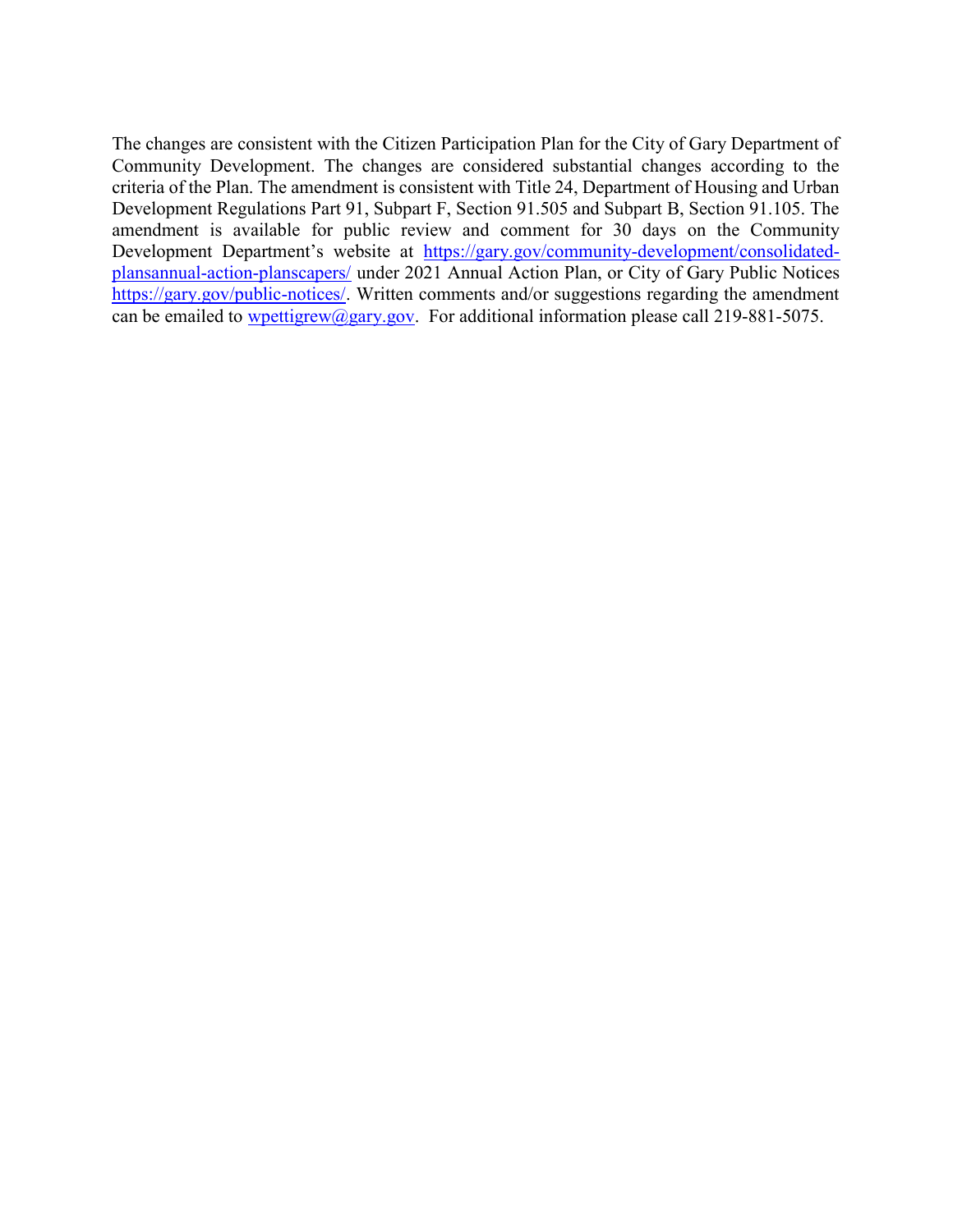The changes are consistent with the Citizen Participation Plan for the City of Gary Department of Community Development. The changes are considered substantial changes according to the criteria of the Plan. The amendment is consistent with Title 24, Department of Housing and Urban Development Regulations Part 91, Subpart F, Section 91.505 and Subpart B, Section 91.105. The amendment is available for public review and comment for 30 days on the Community Development Department's website at [https://gary.gov/community-development/consolidated-plansannual-action-planscapers/](https://gary.gov/community-development/consolidated-plansannual-action-planscapers/) under 2021 Annual Action Plan, or City of Gary Public Notices [https://gary.gov/public-notices/](https://gary.gov/public-notices/). Written comments and/or suggestions regarding the amendment can be emailed to [wpettigrew@gary.gov](mailto:wpettigrew@gary.gov). For additional information please call 219-881-5075.